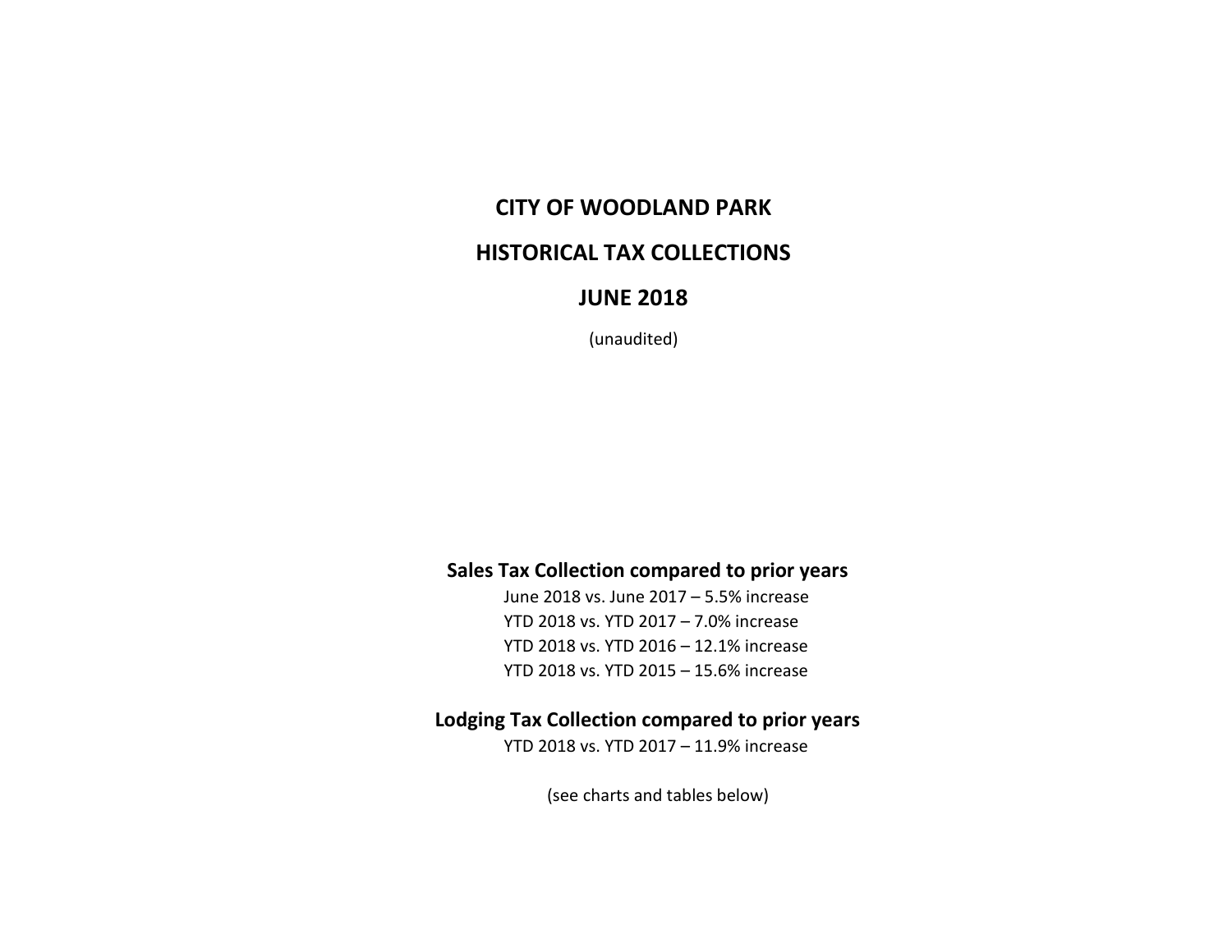# CITY OF WOODLAND PARK

# HISTORICAL TAX COLLECTIONS

# JUNE 2018

(unaudited)

## Sales Tax Collection compared to prior years

June 2018 vs. June 2017 – 5.5% increase
YTD 2018 vs. YTD 2017 – 7.0% increase
YTD 2018 vs. YTD 2016 – 12.1% increase
YTD 2018 vs. YTD 2015 – 15.6% increase

## Lodging Tax Collection compared to prior years

YTD 2018 vs. YTD 2017 – 11.9% increase

(see charts and tables below)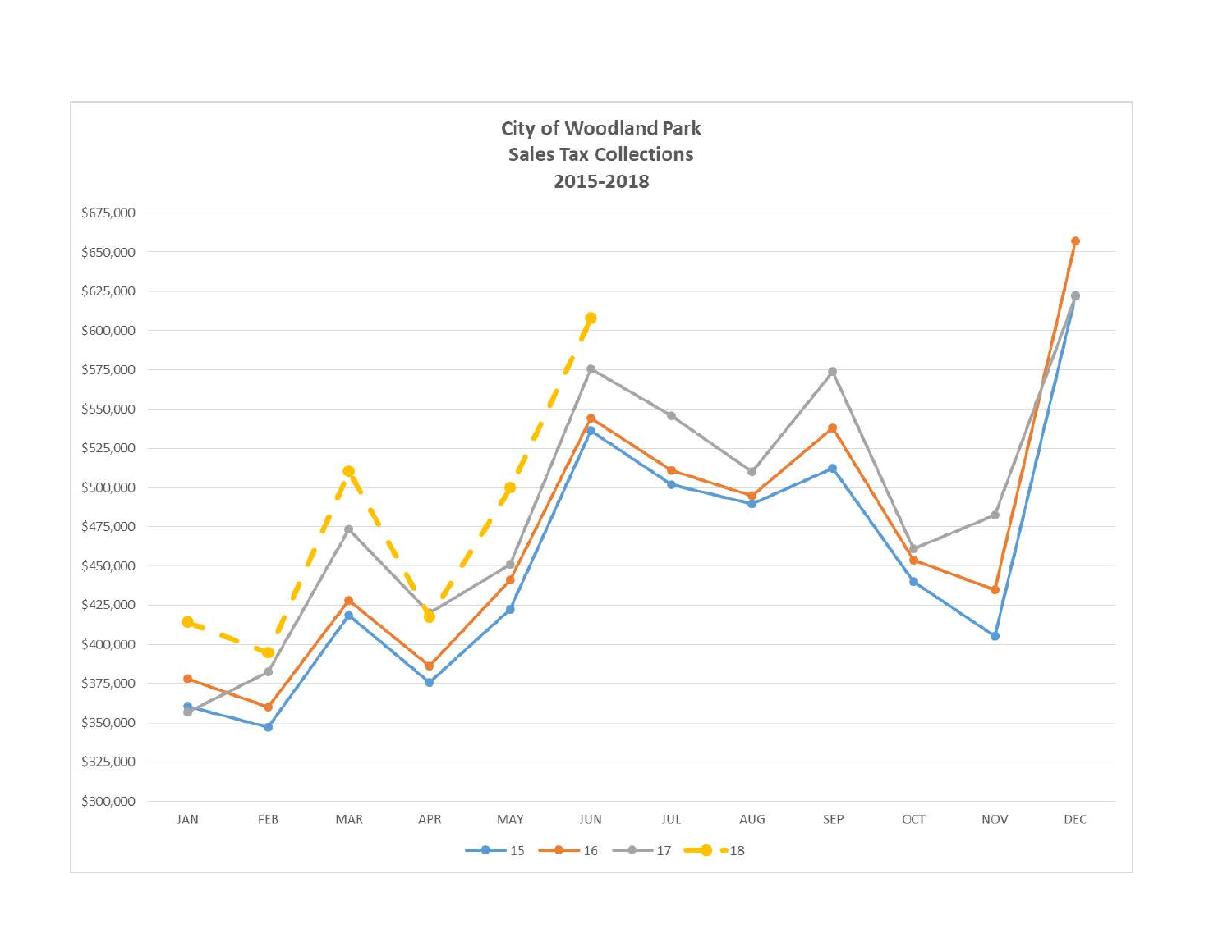**City of Woodland Park**
**Sales Tax Collections**
**2015-2018**

$675,000
$650,000
$625,000
$600,000
$575,000
$550,000
$525,000
$500,000
$475,000
$450,000
$425,000
$400,000
$375,000
$350,000
$325,000
$300,000

JAN FEB MAR APR MAY JUN JUL AUG SEP OCT NOV DEC

15 16 17 18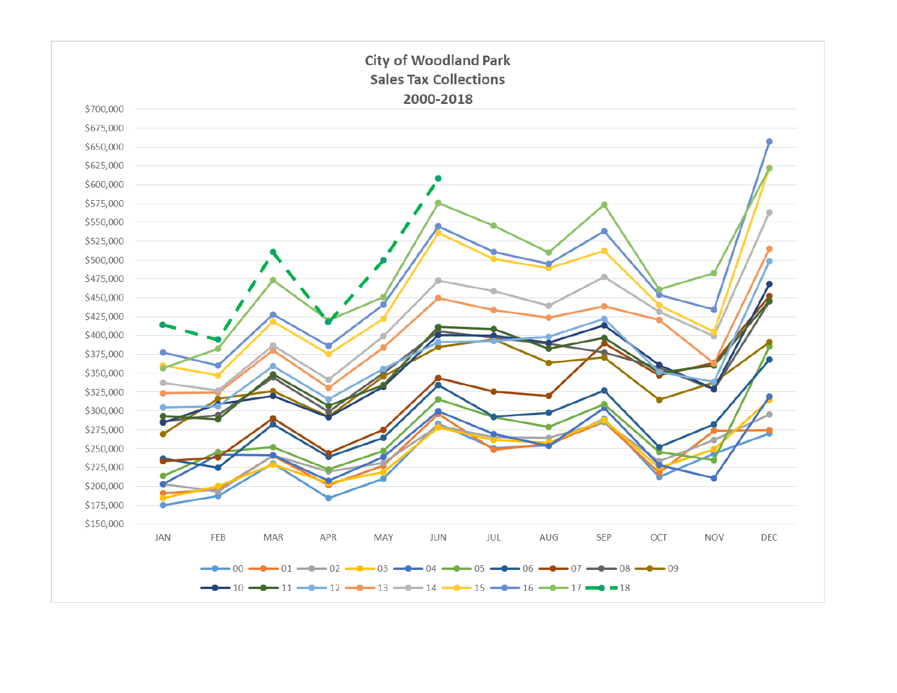# City of Woodland Park
## Sales Tax Collections
## 2000-2018

$700,000
$675,000
$650,000
$625,000
$600,000
$575,000
$550,000
$525,000
$500,000
$475,000
$450,000
$425,000
$400,000
$375,000
$350,000
$325,000
$300,000
$275,000
$250,000
$225,000
$200,000
$175,000
$150,000

JAN FEB MAR APR MAY JUN JUL AUG SEP OCT NOV DEC

00 01 02 03 04 05 06 07 08 09
10 11 12 13 14 15 16 17 18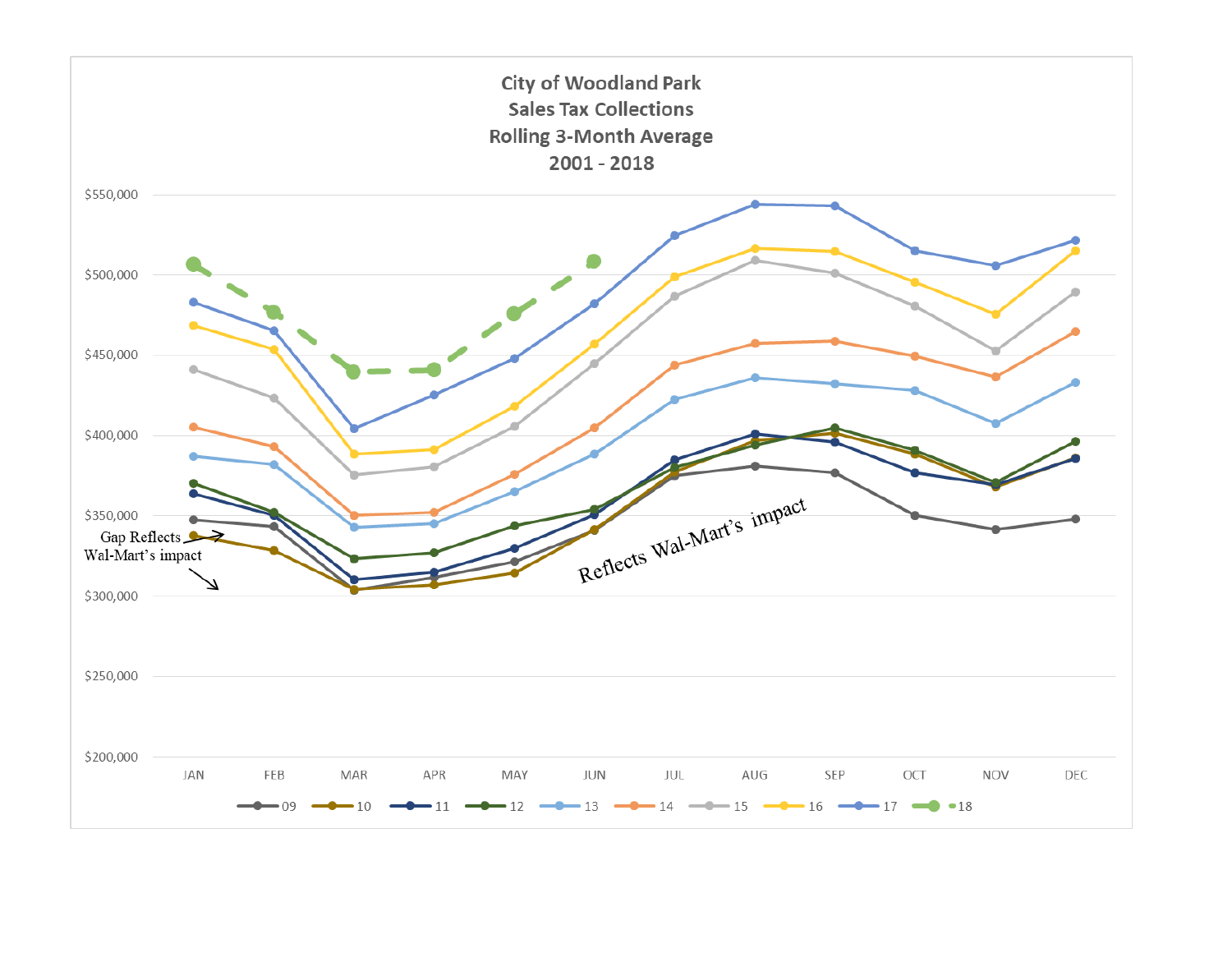**City of Woodland Park**
**Sales Tax Collections**
**Rolling 3-Month Average**
**2001 - 2018**

$550,000
$500,000
$450,000
$400,000
$350,000
$300,000
$250,000
$200,000

JAN FEB MAR APR MAY JUN JUL AUG SEP OCT NOV DEC

09 10 11 12 13 14 15 16 17 18

Gap Reflects Wal-Mart's impact

Reflects Wal-Mart's impact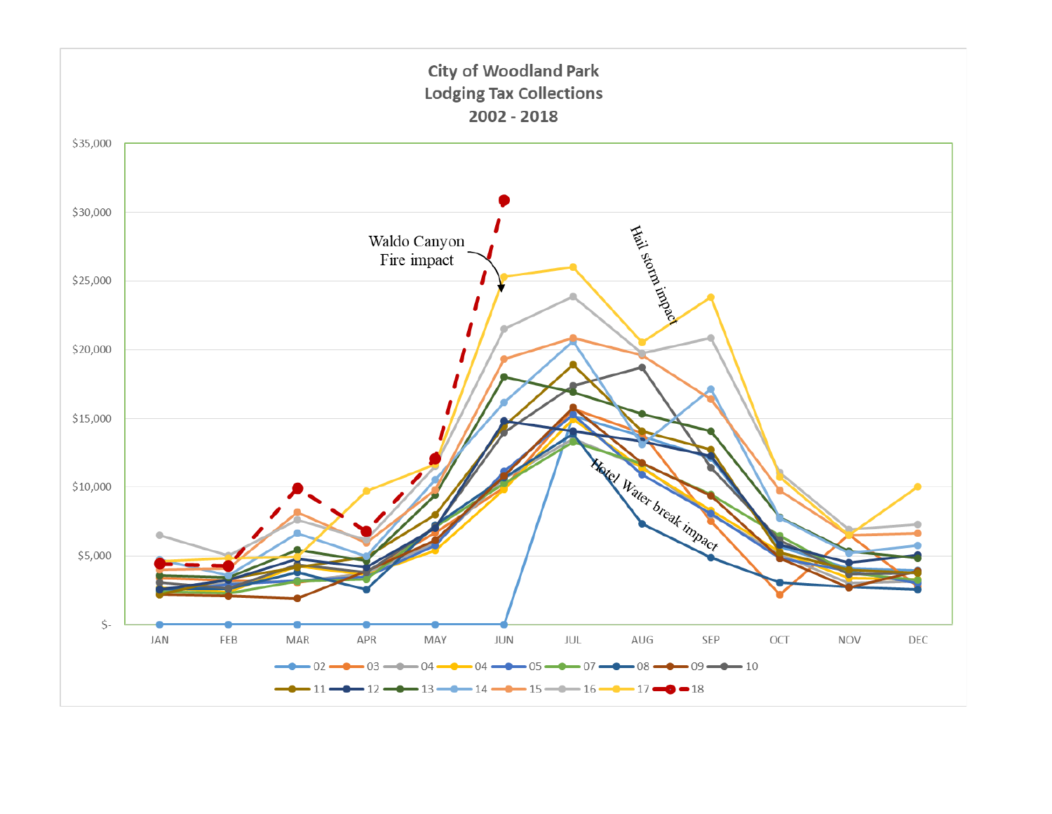## City of Woodland Park
## Lodging Tax Collections
## 2002 - 2018

Y-axis: $-, $5,000, $10,000, $15,000, $20,000, $25,000, $30,000, $35,000

X-axis: JAN, FEB, MAR, APR, MAY, JUN, JUL, AUG, SEP, OCT, NOV, DEC

Annotations: Waldo Canyon Fire impact; Hail storm impact; Hotel Water break impact

Legend: 02, 03, 04, 04, 05, 07, 08, 09, 10, 11, 12, 13, 14, 15, 16, 17, 18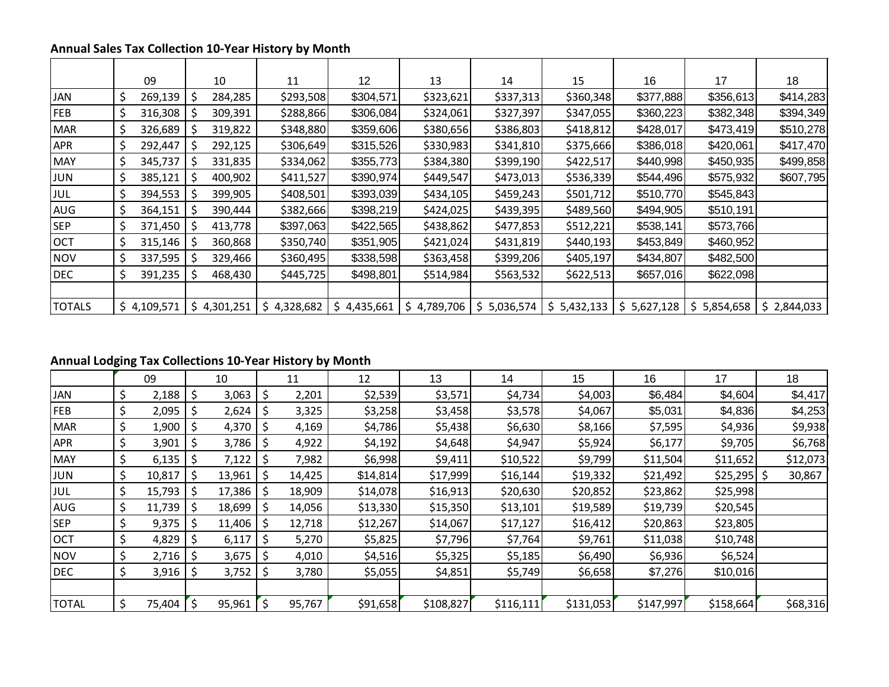**Annual Sales Tax Collection 10-Year History by Month**

| | 09 | 10 | 11 | 12 | 13 | 14 | 15 | 16 | 17 | 18 |
|---|---|---|---|---|---|---|---|---|---|---|
| JAN | $ 269,139 | $ 284,285 | $293,508 | $304,571 | $323,621 | $337,313 | $360,348 | $377,888 | $356,613 | $414,283 |
| FEB | $ 316,308 | $ 309,391 | $288,866 | $306,084 | $324,061 | $327,397 | $347,055 | $360,223 | $382,348 | $394,349 |
| MAR | $ 326,689 | $ 319,822 | $348,880 | $359,606 | $380,656 | $386,803 | $418,812 | $428,017 | $473,419 | $510,278 |
| APR | $ 292,447 | $ 292,125 | $306,649 | $315,526 | $330,983 | $341,810 | $375,666 | $386,018 | $420,061 | $417,470 |
| MAY | $ 345,737 | $ 331,835 | $334,062 | $355,773 | $384,380 | $399,190 | $422,517 | $440,998 | $450,935 | $499,858 |
| JUN | $ 385,121 | $ 400,902 | $411,527 | $390,974 | $449,547 | $473,013 | $536,339 | $544,496 | $575,932 | $607,795 |
| JUL | $ 394,553 | $ 399,905 | $408,501 | $393,039 | $434,105 | $459,243 | $501,712 | $510,770 | $545,843 | |
| AUG | $ 364,151 | $ 390,444 | $382,666 | $398,219 | $424,025 | $439,395 | $489,560 | $494,905 | $510,191 | |
| SEP | $ 371,450 | $ 413,778 | $397,063 | $422,565 | $438,862 | $477,853 | $512,221 | $538,141 | $573,766 | |
| OCT | $ 315,146 | $ 360,868 | $350,740 | $351,905 | $421,024 | $431,819 | $440,193 | $453,849 | $460,952 | |
| NOV | $ 337,595 | $ 329,466 | $360,495 | $338,598 | $363,458 | $399,206 | $405,197 | $434,807 | $482,500 | |
| DEC | $ 391,235 | $ 468,430 | $445,725 | $498,801 | $514,984 | $563,532 | $622,513 | $657,016 | $622,098 | |
| | | | | | | | | | | |
| TOTALS | $ 4,109,571 | $ 4,301,251 | $ 4,328,682 | $ 4,435,661 | $ 4,789,706 | $ 5,036,574 | $ 5,432,133 | $ 5,627,128 | $ 5,854,658 | $ 2,844,033 |

**Annual Lodging Tax Collections 10-Year History by Month**

| | 09 | 10 | 11 | 12 | 13 | 14 | 15 | 16 | 17 | 18 |
|---|---|---|---|---|---|---|---|---|---|---|
| JAN | $ 2,188 | $ 3,063 | $ 2,201 | $2,539 | $3,571 | $4,734 | $4,003 | $6,484 | $4,604 | $4,417 |
| FEB | $ 2,095 | $ 2,624 | $ 3,325 | $3,258 | $3,458 | $3,578 | $4,067 | $5,031 | $4,836 | $4,253 |
| MAR | $ 1,900 | $ 4,370 | $ 4,169 | $4,786 | $5,438 | $6,630 | $8,166 | $7,595 | $4,936 | $9,938 |
| APR | $ 3,901 | $ 3,786 | $ 4,922 | $4,192 | $4,648 | $4,947 | $5,924 | $6,177 | $9,705 | $6,768 |
| MAY | $ 6,135 | $ 7,122 | $ 7,982 | $6,998 | $9,411 | $10,522 | $9,799 | $11,504 | $11,652 | $12,073 |
| JUN | $ 10,817 | $ 13,961 | $ 14,425 | $14,814 | $17,999 | $16,144 | $19,332 | $21,492 | $25,295 | $ 30,867 |
| JUL | $ 15,793 | $ 17,386 | $ 18,909 | $14,078 | $16,913 | $20,630 | $20,852 | $23,862 | $25,998 | |
| AUG | $ 11,739 | $ 18,699 | $ 14,056 | $13,330 | $15,350 | $13,101 | $19,589 | $19,739 | $20,545 | |
| SEP | $ 9,375 | $ 11,406 | $ 12,718 | $12,267 | $14,067 | $17,127 | $16,412 | $20,863 | $23,805 | |
| OCT | $ 4,829 | $ 6,117 | $ 5,270 | $5,825 | $7,796 | $7,764 | $9,761 | $11,038 | $10,748 | |
| NOV | $ 2,716 | $ 3,675 | $ 4,010 | $4,516 | $5,325 | $5,185 | $6,490 | $6,936 | $6,524 | |
| DEC | $ 3,916 | $ 3,752 | $ 3,780 | $5,055 | $4,851 | $5,749 | $6,658 | $7,276 | $10,016 | |
| | | | | | | | | | | |
| TOTAL | $ 75,404 | $ 95,961 | $ 95,767 | $91,658 | $108,827 | $116,111 | $131,053 | $147,997 | $158,664 | $68,316 |